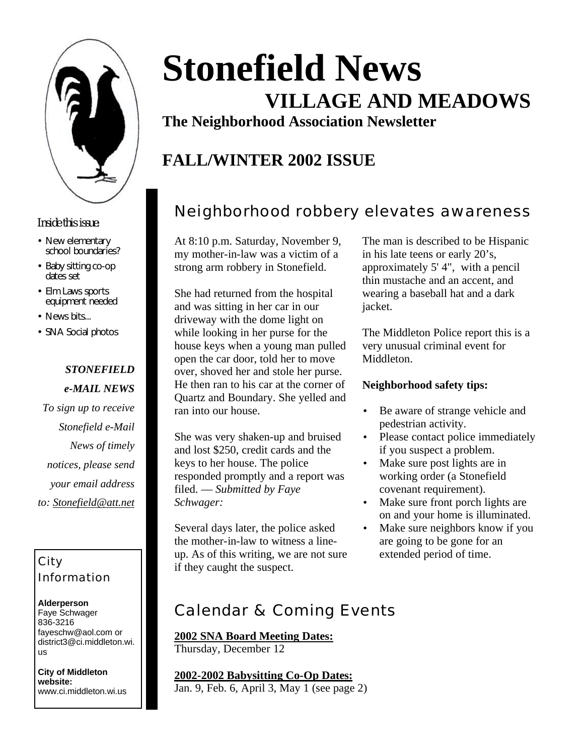# Stonefield News

## VILLAGE AND MEADOWS

**The Neighborhood Association Newsletter**

## FALL/WINTER 2002 ISSUE

*Inside this issue:*

- New elementary school boundaries?
- Baby sitting co-op dates set
- Elm Laws sports equipment needed
- News bits...
- SNA Social photos

***STONEFIELD e-MAIL NEWS***

*To sign up to receive Stonefield e-Mail News of timely notices, please send your email address to: Stonefield@att.net*

### City Information

**Alderperson**
Faye Schwager
836-3216
fayeschw@aol.com or district3@ci.middleton.wi.us

**City of Middleton website:**
www.ci.middleton.wi.us

## Neighborhood robbery elevates awareness

At 8:10 p.m. Saturday, November 9, my mother-in-law was a victim of a strong arm robbery in Stonefield.

She had returned from the hospital and was sitting in her car in our driveway with the dome light on while looking in her purse for the house keys when a young man pulled open the car door, told her to move over, shoved her and stole her purse. He then ran to his car at the corner of Quartz and Boundary. She yelled and ran into our house.

She was very shaken-up and bruised and lost $250, credit cards and the keys to her house. The police responded promptly and a report was filed. — *Submitted by Faye Schwager:*

Several days later, the police asked the mother-in-law to witness a line-up. As of this writing, we are not sure if they caught the suspect.

The man is described to be Hispanic in his late teens or early 20's, approximately 5' 4", with a pencil thin mustache and an accent, and wearing a baseball hat and a dark jacket.

The Middleton Police report this is a very unusual criminal event for Middleton.

**Neighborhood safety tips:**

- Be aware of strange vehicle and pedestrian activity.
- Please contact police immediately if you suspect a problem.
- Make sure post lights are in working order (a Stonefield covenant requirement).
- Make sure front porch lights are on and your home is illuminated.
- Make sure neighbors know if you are going to be gone for an extended period of time.

## Calendar & Coming Events

**2002 SNA Board Meeting Dates:**
Thursday, December 12

**2002-2002 Babysitting Co-Op Dates:**
Jan. 9, Feb. 6, April 3, May 1 (see page 2)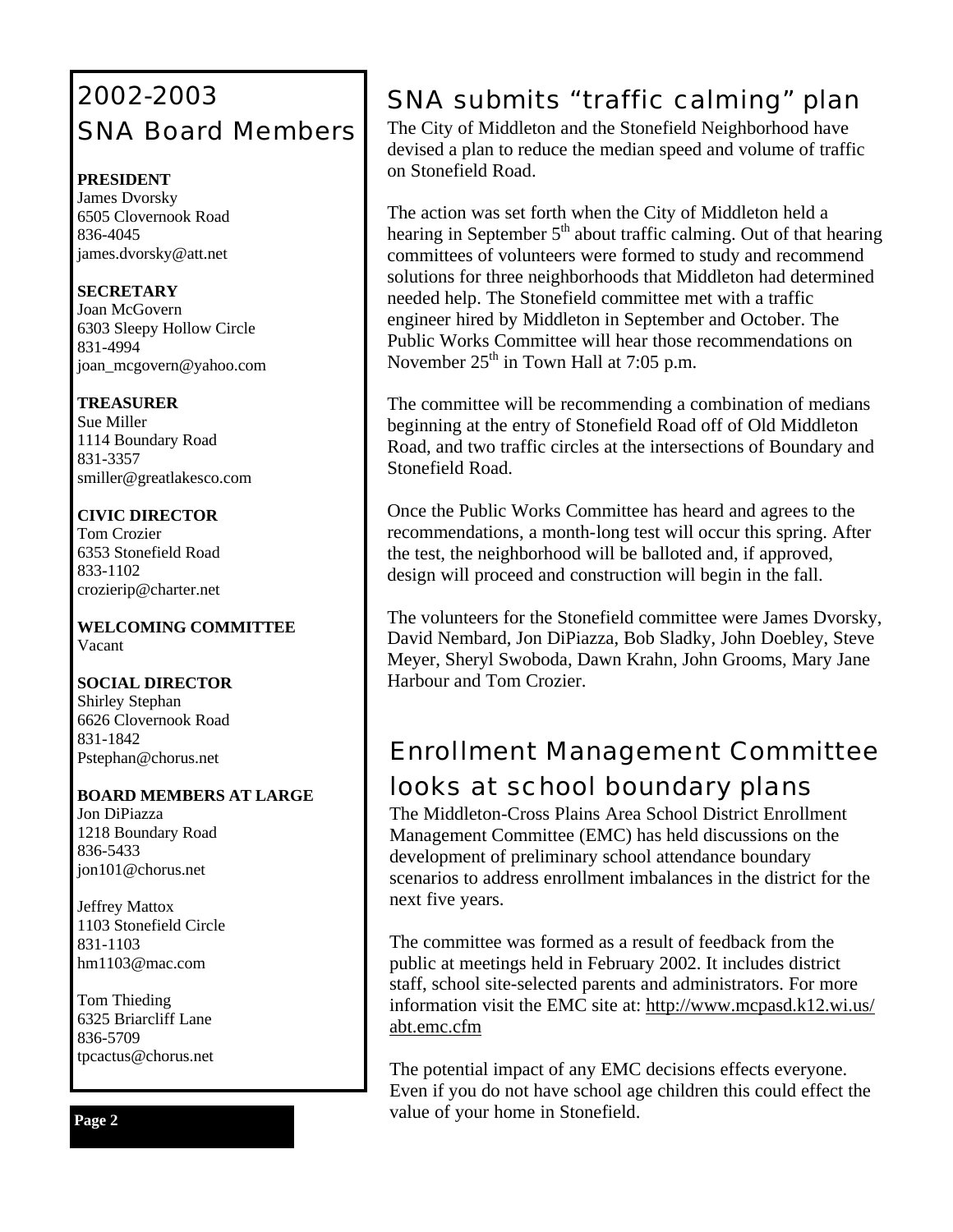## 2002-2003 SNA Board Members

**PRESIDENT**
James Dvorsky
6505 Clovernook Road
836-4045
james.dvorsky@att.net

**SECRETARY**
Joan McGovern
6303 Sleepy Hollow Circle
831-4994
joan_mcgovern@yahoo.com

**TREASURER**
Sue Miller
1114 Boundary Road
831-3357
smiller@greatlakesco.com

**CIVIC DIRECTOR**
Tom Crozier
6353 Stonefield Road
833-1102
crozierip@charter.net

**WELCOMING COMMITTEE**
Vacant

**SOCIAL DIRECTOR**
Shirley Stephan
6626 Clovernook Road
831-1842
Pstephan@chorus.net

**BOARD MEMBERS AT LARGE**
Jon DiPiazza
1218 Boundary Road
836-5433
jon101@chorus.net

Jeffrey Mattox
1103 Stonefield Circle
831-1103
hm1103@mac.com

Tom Thieding
6325 Briarcliff Lane
836-5709
tpcactus@chorus.net

## SNA submits "traffic calming" plan

The City of Middleton and the Stonefield Neighborhood have devised a plan to reduce the median speed and volume of traffic on Stonefield Road.

The action was set forth when the City of Middleton held a hearing in September 5th about traffic calming. Out of that hearing committees of volunteers were formed to study and recommend solutions for three neighborhoods that Middleton had determined needed help. The Stonefield committee met with a traffic engineer hired by Middleton in September and October. The Public Works Committee will hear those recommendations on November 25th in Town Hall at 7:05 p.m.

The committee will be recommending a combination of medians beginning at the entry of Stonefield Road off of Old Middleton Road, and two traffic circles at the intersections of Boundary and Stonefield Road.

Once the Public Works Committee has heard and agrees to the recommendations, a month-long test will occur this spring. After the test, the neighborhood will be balloted and, if approved, design will proceed and construction will begin in the fall.

The volunteers for the Stonefield committee were James Dvorsky, David Nembard, Jon DiPiazza, Bob Sladky, John Doebley, Steve Meyer, Sheryl Swoboda, Dawn Krahn, John Grooms, Mary Jane Harbour and Tom Crozier.

## Enrollment Management Committee looks at school boundary plans

The Middleton-Cross Plains Area School District Enrollment Management Committee (EMC) has held discussions on the development of preliminary school attendance boundary scenarios to address enrollment imbalances in the district for the next five years.

The committee was formed as a result of feedback from the public at meetings held in February 2002. It includes district staff, school site-selected parents and administrators. For more information visit the EMC site at: http://www.mcpasd.k12.wi.us/abt.emc.cfm

The potential impact of any EMC decisions effects everyone. Even if you do not have school age children this could effect the value of your home in Stonefield.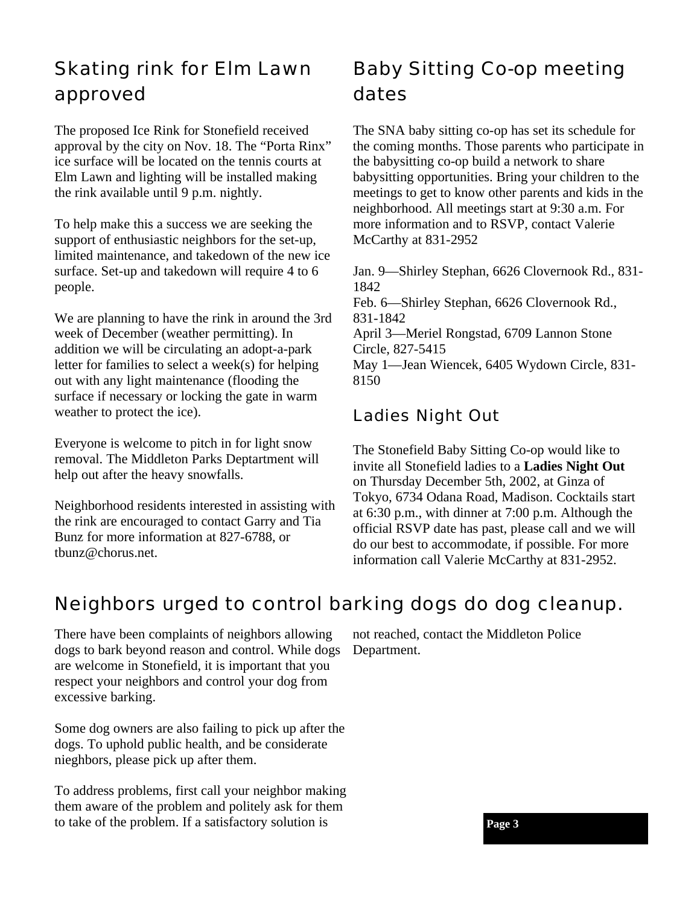## Skating rink for Elm Lawn approved

The proposed Ice Rink for Stonefield received approval by the city on Nov. 18. The "Porta Rinx" ice surface will be located on the tennis courts at Elm Lawn and lighting will be installed making the rink available until 9 p.m. nightly.

To help make this a success we are seeking the support of enthusiastic neighbors for the set-up, limited maintenance, and takedown of the new ice surface. Set-up and takedown will require 4 to 6 people.

We are planning to have the rink in around the 3rd week of December (weather permitting). In addition we will be circulating an adopt-a-park letter for families to select a week(s) for helping out with any light maintenance (flooding the surface if necessary or locking the gate in warm weather to protect the ice).

Everyone is welcome to pitch in for light snow removal. The Middleton Parks Deptartment will help out after the heavy snowfalls.

Neighborhood residents interested in assisting with the rink are encouraged to contact Garry and Tia Bunz for more information at 827-6788, or tbunz@chorus.net.

## Baby Sitting Co-op meeting dates

The SNA baby sitting co-op has set its schedule for the coming months. Those parents who participate in the babysitting co-op build a network to share babysitting opportunities. Bring your children to the meetings to get to know other parents and kids in the neighborhood. All meetings start at 9:30 a.m. For more information and to RSVP, contact Valerie McCarthy at 831-2952

Jan. 9—Shirley Stephan, 6626 Clovernook Rd., 831-1842
Feb. 6—Shirley Stephan, 6626 Clovernook Rd., 831-1842
April 3—Meriel Rongstad, 6709 Lannon Stone Circle, 827-5415
May 1—Jean Wiencek, 6405 Wydown Circle, 831-8150

### Ladies Night Out

The Stonefield Baby Sitting Co-op would like to invite all Stonefield ladies to a **Ladies Night Out** on Thursday December 5th, 2002, at Ginza of Tokyo, 6734 Odana Road, Madison. Cocktails start at 6:30 p.m., with dinner at 7:00 p.m. Although the official RSVP date has past, please call and we will do our best to accommodate, if possible. For more information call Valerie McCarthy at 831-2952.

## Neighbors urged to control barking dogs do dog cleanup.

There have been complaints of neighbors allowing dogs to bark beyond reason and control. While dogs are welcome in Stonefield, it is important that you respect your neighbors and control your dog from excessive barking.

Some dog owners are also failing to pick up after the dogs. To uphold public health, and be considerate nieghbors, please pick up after them.

To address problems, first call your neighbor making them aware of the problem and politely ask for them to take of the problem. If a satisfactory solution is not reached, contact the Middleton Police Department.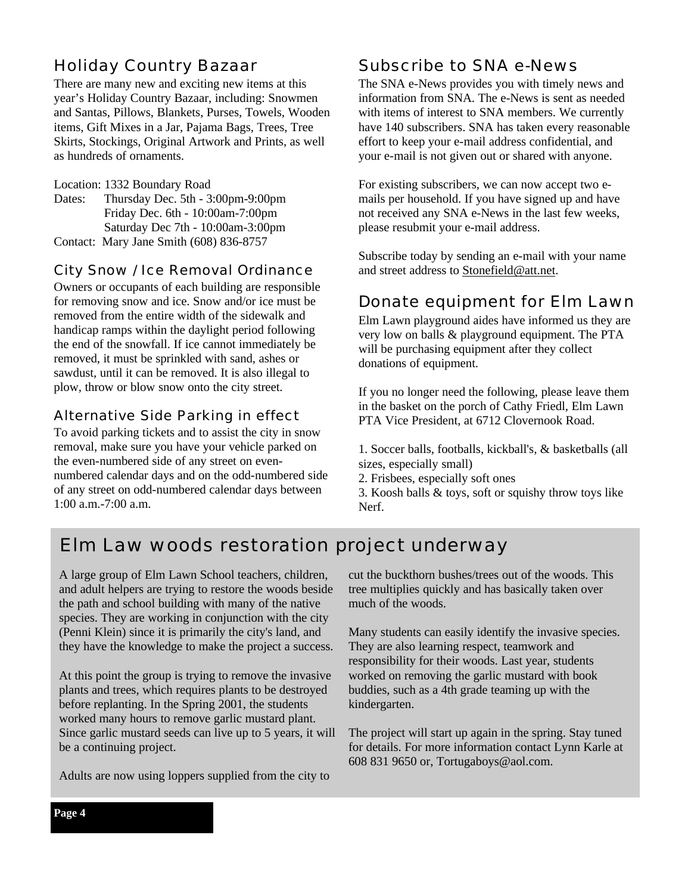## Holiday Country Bazaar

There are many new and exciting new items at this year's Holiday Country Bazaar, including: Snowmen and Santas, Pillows, Blankets, Purses, Towels, Wooden items, Gift Mixes in a Jar, Pajama Bags, Trees, Tree Skirts, Stockings, Original Artwork and Prints, as well as hundreds of ornaments.

Location: 1332 Boundary Road
Dates: Thursday Dec. 5th - 3:00pm-9:00pm
Friday Dec. 6th - 10:00am-7:00pm
Saturday Dec 7th - 10:00am-3:00pm
Contact: Mary Jane Smith (608) 836-8757

### City Snow / Ice Removal Ordinance

Owners or occupants of each building are responsible for removing snow and ice. Snow and/or ice must be removed from the entire width of the sidewalk and handicap ramps within the daylight period following the end of the snowfall. If ice cannot immediately be removed, it must be sprinkled with sand, ashes or sawdust, until it can be removed. It is also illegal to plow, throw or blow snow onto the city street.

### Alternative Side Parking in effect

To avoid parking tickets and to assist the city in snow removal, make sure you have your vehicle parked on the even-numbered side of any street on even-numbered calendar days and on the odd-numbered side of any street on odd-numbered calendar days between 1:00 a.m.-7:00 a.m.

## Subscribe to SNA e-News

The SNA e-News provides you with timely news and information from SNA. The e-News is sent as needed with items of interest to SNA members. We currently have 140 subscribers. SNA has taken every reasonable effort to keep your e-mail address confidential, and your e-mail is not given out or shared with anyone.

For existing subscribers, we can now accept two e-mails per household. If you have signed up and have not received any SNA e-News in the last few weeks, please resubmit your e-mail address.

Subscribe today by sending an e-mail with your name and street address to Stonefield@att.net.

## Donate equipment for Elm Lawn

Elm Lawn playground aides have informed us they are very low on balls & playground equipment. The PTA will be purchasing equipment after they collect donations of equipment.

If you no longer need the following, please leave them in the basket on the porch of Cathy Friedl, Elm Lawn PTA Vice President, at 6712 Clovernook Road.

1. Soccer balls, footballs, kickball's, & basketballs (all sizes, especially small)
2. Frisbees, especially soft ones
3. Koosh balls & toys, soft or squishy throw toys like Nerf.

## Elm Law woods restoration project underway

A large group of Elm Lawn School teachers, children, and adult helpers are trying to restore the woods beside the path and school building with many of the native species. They are working in conjunction with the city (Penni Klein) since it is primarily the city's land, and they have the knowledge to make the project a success.

At this point the group is trying to remove the invasive plants and trees, which requires plants to be destroyed before replanting. In the Spring 2001, the students worked many hours to remove garlic mustard plant. Since garlic mustard seeds can live up to 5 years, it will be a continuing project.

Adults are now using loppers supplied from the city to cut the buckthorn bushes/trees out of the woods. This tree multiplies quickly and has basically taken over much of the woods.

Many students can easily identify the invasive species. They are also learning respect, teamwork and responsibility for their woods. Last year, students worked on removing the garlic mustard with book buddies, such as a 4th grade teaming up with the kindergarten.

The project will start up again in the spring. Stay tuned for details. For more information contact Lynn Karle at 608 831 9650 or, Tortugaboys@aol.com.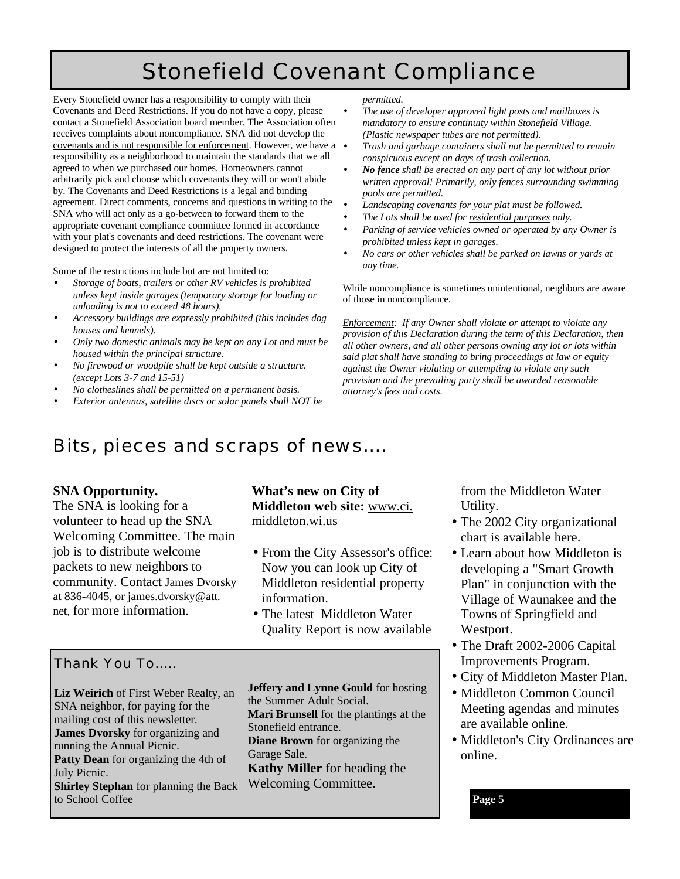# Stonefield Covenant Compliance

Every Stonefield owner has a responsibility to comply with their Covenants and Deed Restrictions. If you do not have a copy, please contact a Stonefield Association board member. The Association often receives complaints about noncompliance. SNA did not develop the covenants and is not responsible for enforcement. However, we have a responsibility as a neighborhood to maintain the standards that we all agreed to when we purchased our homes. Homeowners cannot arbitrarily pick and choose which covenants they will or won't abide by. The Covenants and Deed Restrictions is a legal and binding agreement. Direct comments, concerns and questions in writing to the SNA who will act only as a go-between to forward them to the appropriate covenant compliance committee formed in accordance with your plat's covenants and deed restrictions. The covenant were designed to protect the interests of all the property owners.

Some of the restrictions include but are not limited to:

- *Storage of boats, trailers or other RV vehicles is prohibited unless kept inside garages (temporary storage for loading or unloading is not to exceed 48 hours).*
- *Accessory buildings are expressly prohibited (this includes dog houses and kennels).*
- *Only two domestic animals may be kept on any Lot and must be housed within the principal structure.*
- *No firewood or woodpile shall be kept outside a structure. (except Lots 3-7 and 15-51)*
- *No clotheslines shall be permitted on a permanent basis.*
- *Exterior antennas, satellite discs or solar panels shall NOT be permitted.*
- *The use of developer approved light posts and mailboxes is mandatory to ensure continuity within Stonefield Village. (Plastic newspaper tubes are not permitted).*
- *Trash and garbage containers shall not be permitted to remain conspicuous except on days of trash collection.*
- ***No fence** shall be erected on any part of any lot without prior written approval! Primarily, only fences surrounding swimming pools are permitted.*
- *Landscaping covenants for your plat must be followed.*
- *The Lots shall be used for residential purposes only.*
- *Parking of service vehicles owned or operated by any Owner is prohibited unless kept in garages.*
- *No cars or other vehicles shall be parked on lawns or yards at any time.*

While noncompliance is sometimes unintentional, neighbors are aware of those in noncompliance.

*Enforcement: If any Owner shall violate or attempt to violate any provision of this Declaration during the term of this Declaration, then all other owners, and all other persons owning any lot or lots within said plat shall have standing to bring proceedings at law or equity against the Owner violating or attempting to violate any such provision and the prevailing party shall be awarded reasonable attorney's fees and costs.*

## Bits, pieces and scraps of news....

**SNA Opportunity.**
The SNA is looking for a volunteer to head up the SNA Welcoming Committee. The main job is to distribute welcome packets to new neighbors to community. Contact James Dvorsky at 836-4045, or james.dvorsky@att.net, for more information.

**What's new on City of Middleton web site:** www.ci.middleton.wi.us

- From the City Assessor's office: Now you can look up City of Middleton residential property information.
- The latest Middleton Water Quality Report is now available from the Middleton Water Utility.
- The 2002 City organizational chart is available here.
- Learn about how Middleton is developing a "Smart Growth Plan" in conjunction with the Village of Waunakee and the Towns of Springfield and Westport.
- The Draft 2002-2006 Capital Improvements Program.
- City of Middleton Master Plan.
- Middleton Common Council Meeting agendas and minutes are available online.
- Middleton's City Ordinances are online.

### Thank You To.....

**Liz Weirich** of First Weber Realty, an SNA neighbor, for paying for the mailing cost of this newsletter.
**James Dvorsky** for organizing and running the Annual Picnic.
**Patty Dean** for organizing the 4th of July Picnic.
**Shirley Stephan** for planning the Back to School Coffee
**Jeffery and Lynne Gould** for hosting the Summer Adult Social.
**Mari Brunsell** for the plantings at the Stonefield entrance.
**Diane Brown** for organizing the Garage Sale.
**Kathy Miller** for heading the Welcoming Committee.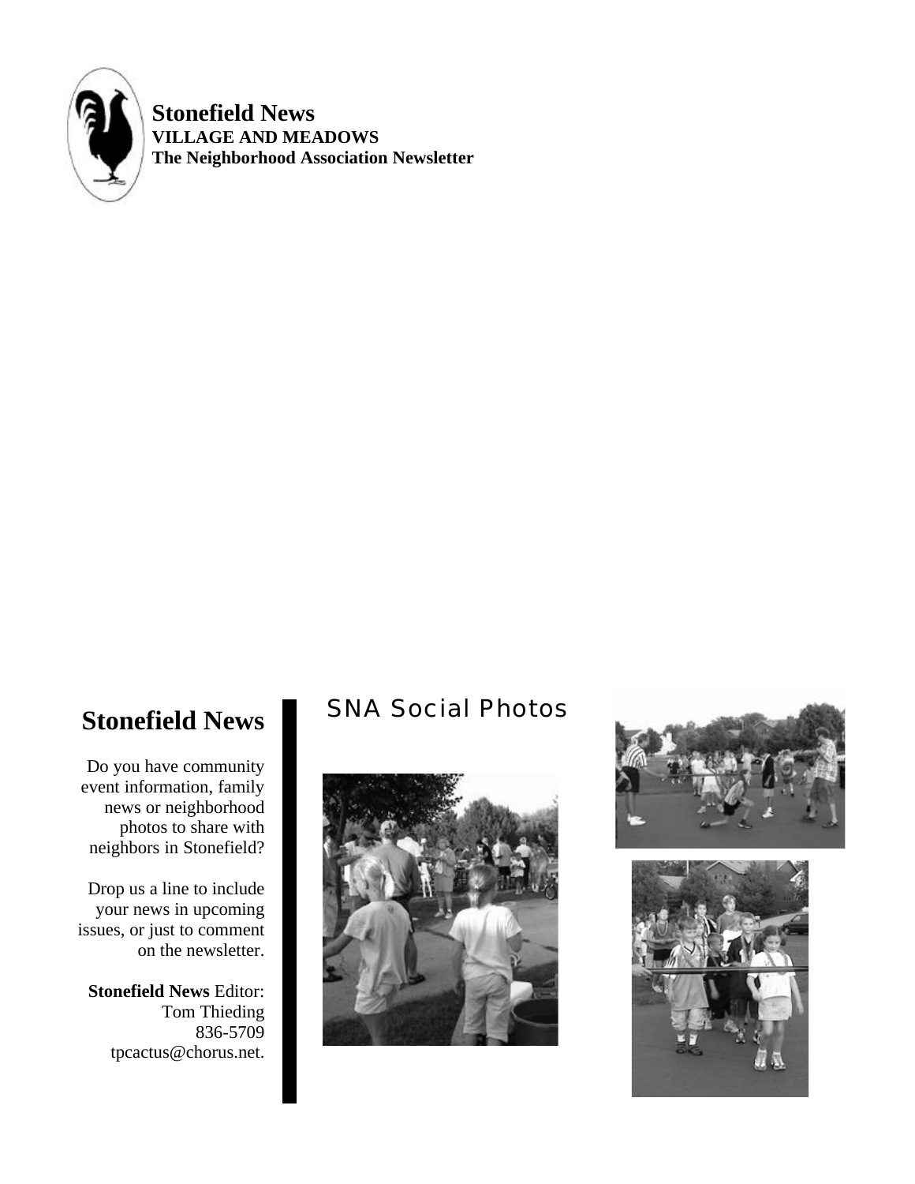**Stonefield News**
**VILLAGE AND MEADOWS**
**The Neighborhood Association Newsletter**

## Stonefield News

Do you have community event information, family news or neighborhood photos to share with neighbors in Stonefield?

Drop us a line to include your news in upcoming issues, or just to comment on the newsletter.

**Stonefield News** Editor:
Tom Thieding
836-5709
tpcactus@chorus.net.

## SNA Social Photos